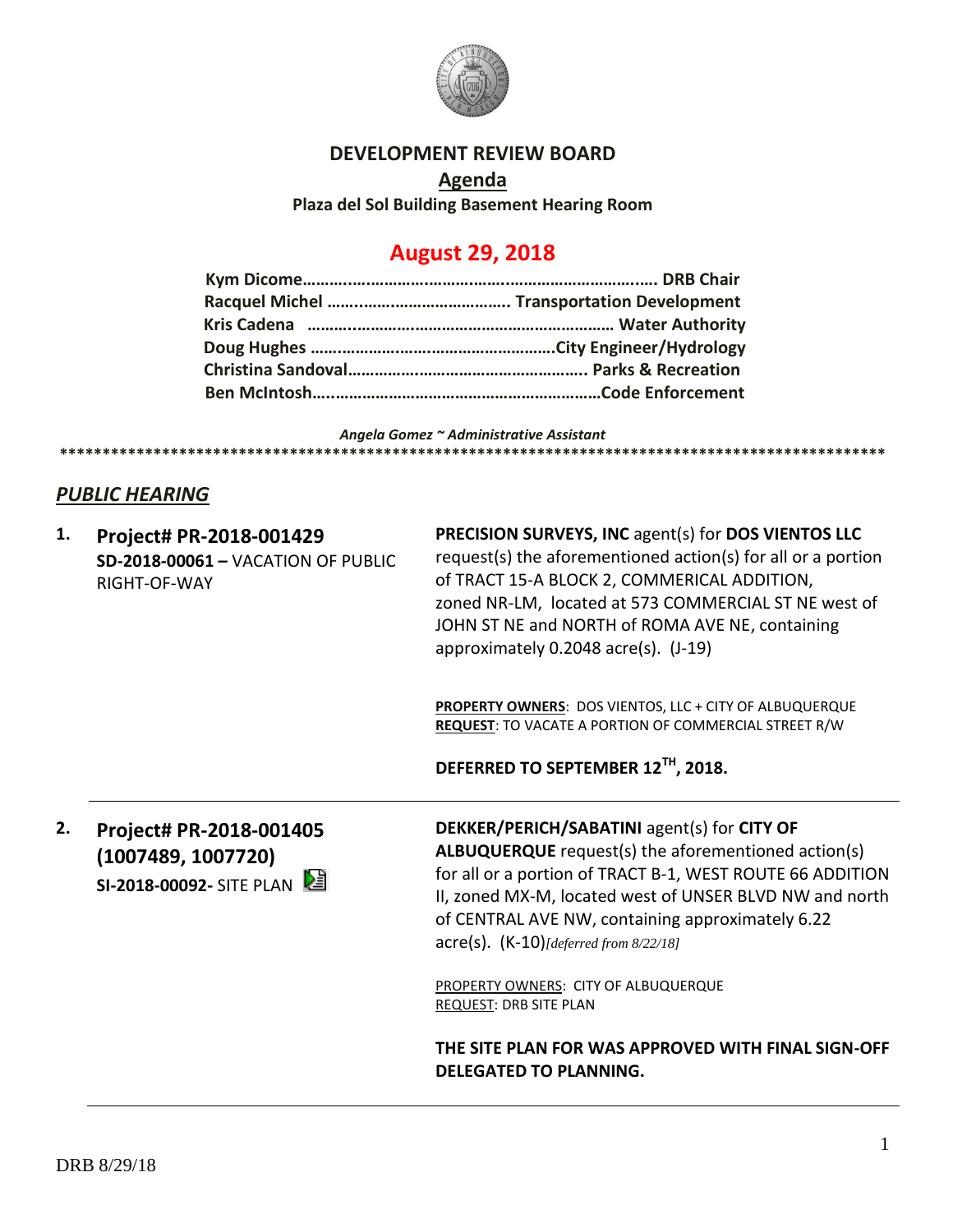# DEVELOPMENT REVIEW BOARD

## Agenda

**Plaza del Sol Building Basement Hearing Room**

## August 29, 2018

**Kym Dicome……………………………………………………………….. DRB Chair**
**Racquel Michel ………………………………….. Transportation Development**
**Kris Cadena ……………………………………………………… Water Authority**
**Doug Hughes ……………………………………………….City Engineer/Hydrology**
**Christina Sandoval…………………………………………….. Parks & Recreation**
**Ben McIntosh…………………………………………………….Code Enforcement**

*Angela Gomez ~ Administrative Assistant*

******************************************************************************************

## *PUBLIC HEARING*

**1. Project# PR-2018-001429**
**SD-2018-00061 –** VACATION OF PUBLIC RIGHT-OF-WAY

**PRECISION SURVEYS, INC** agent(s) for **DOS VIENTOS LLC** request(s) the aforementioned action(s) for all or a portion of TRACT 15-A BLOCK 2, COMMERICAL ADDITION, zoned NR-LM, located at 573 COMMERCIAL ST NE west of JOHN ST NE and NORTH of ROMA AVE NE, containing approximately 0.2048 acre(s). (J-19)

**PROPERTY OWNERS**: DOS VIENTOS, LLC + CITY OF ALBUQUERQUE
**REQUEST**: TO VACATE A PORTION OF COMMERCIAL STREET R/W

**DEFERRED TO SEPTEMBER 12TH, 2018.**

---

**2. Project# PR-2018-001405 (1007489, 1007720)**
**SI-2018-00092-** SITE PLAN

**DEKKER/PERICH/SABATINI** agent(s) for **CITY OF ALBUQUERQUE** request(s) the aforementioned action(s) for all or a portion of TRACT B-1, WEST ROUTE 66 ADDITION II, zoned MX-M, located west of UNSER BLVD NW and north of CENTRAL AVE NW, containing approximately 6.22 acre(s). (K-10) *[deferred from 8/22/18]*

PROPERTY OWNERS: CITY OF ALBUQUERQUE
REQUEST: DRB SITE PLAN

**THE SITE PLAN FOR WAS APPROVED WITH FINAL SIGN-OFF DELEGATED TO PLANNING.**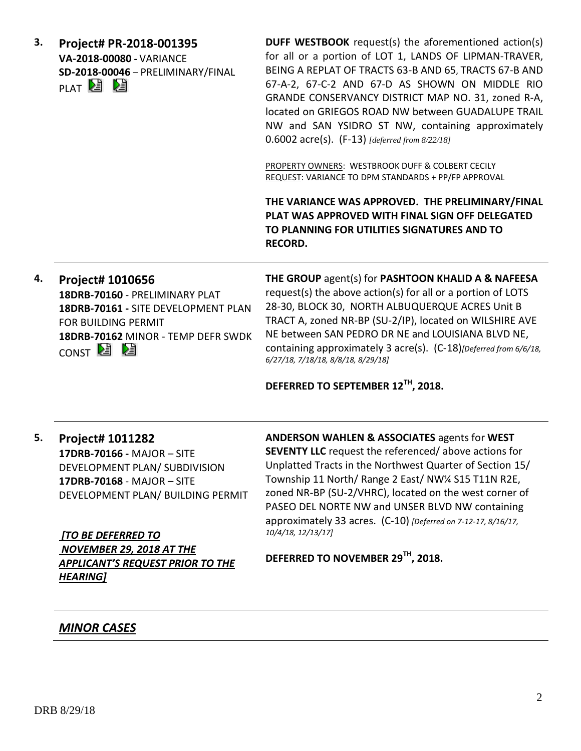**3. Project# PR-2018-001395**
**VA-2018-00080 -** VARIANCE
**SD-2018-00046** – PRELIMINARY/FINAL PLAT

**DUFF WESTBOOK** request(s) the aforementioned action(s) for all or a portion of LOT 1, LANDS OF LIPMAN-TRAVER, BEING A REPLAT OF TRACTS 63-B AND 65, TRACTS 67-B AND 67-A-2, 67-C-2 AND 67-D AS SHOWN ON MIDDLE RIO GRANDE CONSERVANCY DISTRICT MAP NO. 31, zoned R-A, located on GRIEGOS ROAD NW between GUADALUPE TRAIL NW and SAN YSIDRO ST NW, containing approximately 0.6002 acre(s). (F-13) *[deferred from 8/22/18]*

PROPERTY OWNERS: WESTBROOK DUFF & COLBERT CECILY
REQUEST: VARIANCE TO DPM STANDARDS + PP/FP APPROVAL

**THE VARIANCE WAS APPROVED. THE PRELIMINARY/FINAL PLAT WAS APPROVED WITH FINAL SIGN OFF DELEGATED TO PLANNING FOR UTILITIES SIGNATURES AND TO RECORD.**

---

**4. Project# 1010656**
**18DRB-70160** - PRELIMINARY PLAT
**18DRB-70161 -** SITE DEVELOPMENT PLAN FOR BUILDING PERMIT
**18DRB-70162** MINOR - TEMP DEFR SWDK CONST

**THE GROUP** agent(s) for **PASHTOON KHALID A & NAFEESA** request(s) the above action(s) for all or a portion of LOTS 28-30, BLOCK 30, NORTH ALBUQUERQUE ACRES Unit B TRACT A, zoned NR-BP (SU-2/IP), located on WILSHIRE AVE NE between SAN PEDRO DR NE and LOUISIANA BLVD NE, containing approximately 3 acre(s). (C-18)*[Deferred from 6/6/18, 6/27/18, 7/18/18, 8/8/18, 8/29/18]*

**DEFERRED TO SEPTEMBER 12TH, 2018.**

---

**5. Project# 1011282**
**17DRB-70166 -** MAJOR – SITE DEVELOPMENT PLAN/ SUBDIVISION
**17DRB-70168** - MAJOR – SITE DEVELOPMENT PLAN/ BUILDING PERMIT

***[TO BE DEFERRED TO NOVEMBER 29, 2018 AT THE APPLICANT'S REQUEST PRIOR TO THE HEARING]***

**ANDERSON WAHLEN & ASSOCIATES** agents for **WEST SEVENTY LLC** request the referenced/ above actions for Unplatted Tracts in the Northwest Quarter of Section 15/ Township 11 North/ Range 2 East/ NW¼ S15 T11N R2E, zoned NR-BP (SU-2/VHRC), located on the west corner of PASEO DEL NORTE NW and UNSER BLVD NW containing approximately 33 acres. (C-10) *[Deferred on 7-12-17, 8/16/17, 10/4/18, 12/13/17]*

**DEFERRED TO NOVEMBER 29TH, 2018.**

---

## ***MINOR CASES***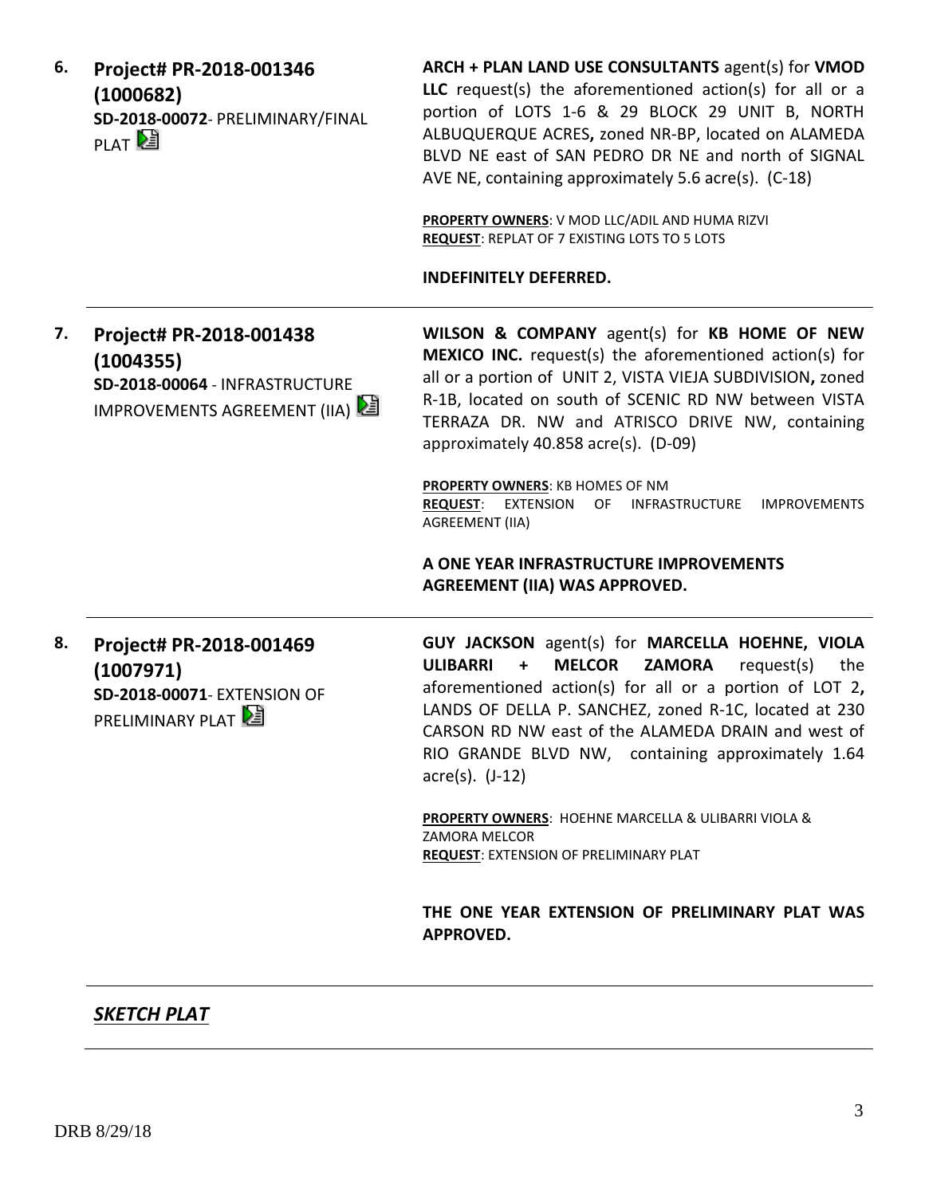6. **Project# PR-2018-001346 (1000682)**
**SD-2018-00072**- PRELIMINARY/FINAL PLAT

**ARCH + PLAN LAND USE CONSULTANTS** agent(s) for **VMOD LLC** request(s) the aforementioned action(s) for all or a portion of LOTS 1-6 & 29 BLOCK 29 UNIT B, NORTH ALBUQUERQUE ACRES**,** zoned NR-BP, located on ALAMEDA BLVD NE east of SAN PEDRO DR NE and north of SIGNAL AVE NE, containing approximately 5.6 acre(s). (C-18)

**PROPERTY OWNERS**: V MOD LLC/ADIL AND HUMA RIZVI
**REQUEST**: REPLAT OF 7 EXISTING LOTS TO 5 LOTS

**INDEFINITELY DEFERRED.**

---

7. **Project# PR-2018-001438 (1004355)**
**SD-2018-00064** - INFRASTRUCTURE IMPROVEMENTS AGREEMENT (IIA)

**WILSON & COMPANY** agent(s) for **KB HOME OF NEW MEXICO INC.** request(s) the aforementioned action(s) for all or a portion of UNIT 2, VISTA VIEJA SUBDIVISION**,** zoned R-1B, located on south of SCENIC RD NW between VISTA TERRAZA DR. NW and ATRISCO DRIVE NW, containing approximately 40.858 acre(s). (D-09)

**PROPERTY OWNERS**: KB HOMES OF NM
**REQUEST**: EXTENSION OF INFRASTRUCTURE IMPROVEMENTS AGREEMENT (IIA)

**A ONE YEAR INFRASTRUCTURE IMPROVEMENTS AGREEMENT (IIA) WAS APPROVED.**

---

8. **Project# PR-2018-001469 (1007971)**
**SD-2018-00071**- EXTENSION OF PRELIMINARY PLAT

**GUY JACKSON** agent(s) for **MARCELLA HOEHNE, VIOLA ULIBARRI + MELCOR ZAMORA** request(s) the aforementioned action(s) for all or a portion of LOT 2**,** LANDS OF DELLA P. SANCHEZ, zoned R-1C, located at 230 CARSON RD NW east of the ALAMEDA DRAIN and west of RIO GRANDE BLVD NW, containing approximately 1.64 acre(s). (J-12)

**PROPERTY OWNERS**: HOEHNE MARCELLA & ULIBARRI VIOLA & ZAMORA MELCOR
**REQUEST**: EXTENSION OF PRELIMINARY PLAT

**THE ONE YEAR EXTENSION OF PRELIMINARY PLAT WAS APPROVED.**

---

***SKETCH PLAT***

---

DRB 8/29/18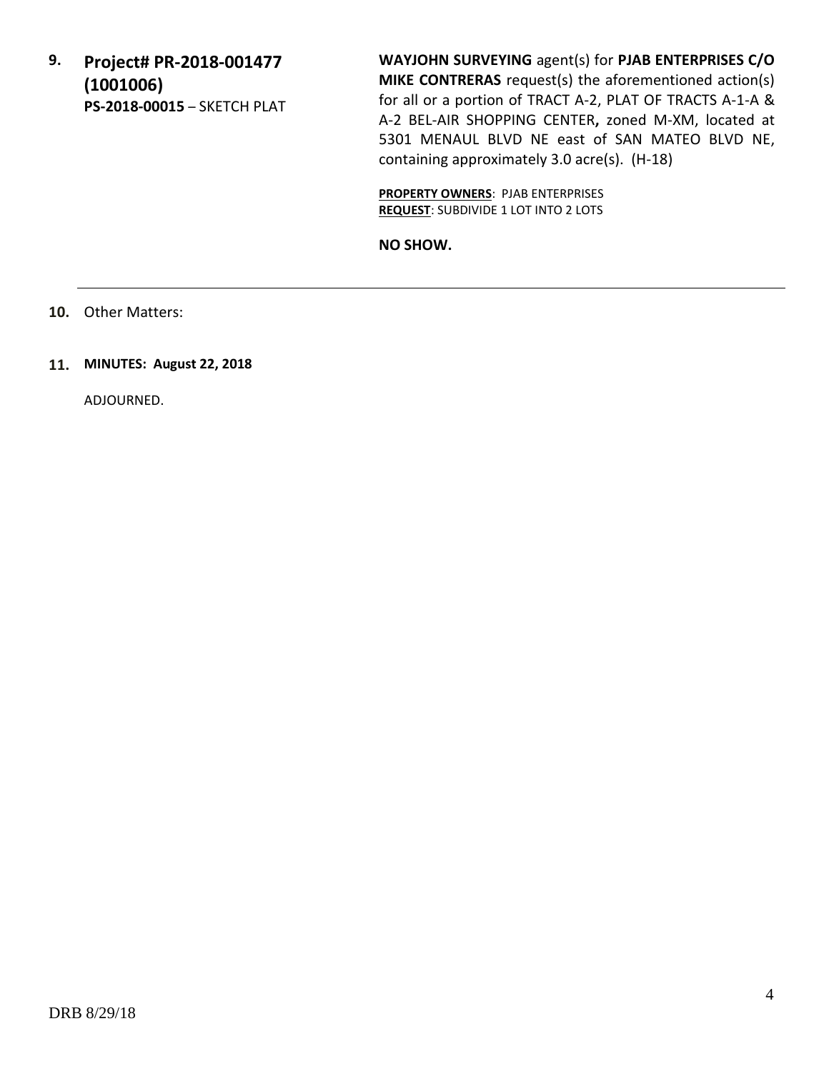**9. Project# PR-2018-001477 (1001006)**
**PS-2018-00015** – SKETCH PLAT

**WAYJOHN SURVEYING** agent(s) for **PJAB ENTERPRISES C/O MIKE CONTRERAS** request(s) the aforementioned action(s) for all or a portion of TRACT A-2, PLAT OF TRACTS A-1-A & A-2 BEL-AIR SHOPPING CENTER**,** zoned M-XM, located at 5301 MENAUL BLVD NE east of SAN MATEO BLVD NE, containing approximately 3.0 acre(s). (H-18)

**PROPERTY OWNERS**: PJAB ENTERPRISES
**REQUEST**: SUBDIVIDE 1 LOT INTO 2 LOTS

**NO SHOW.**

---

**10.** Other Matters:

**11. MINUTES: August 22, 2018**

ADJOURNED.

DRB 8/29/18